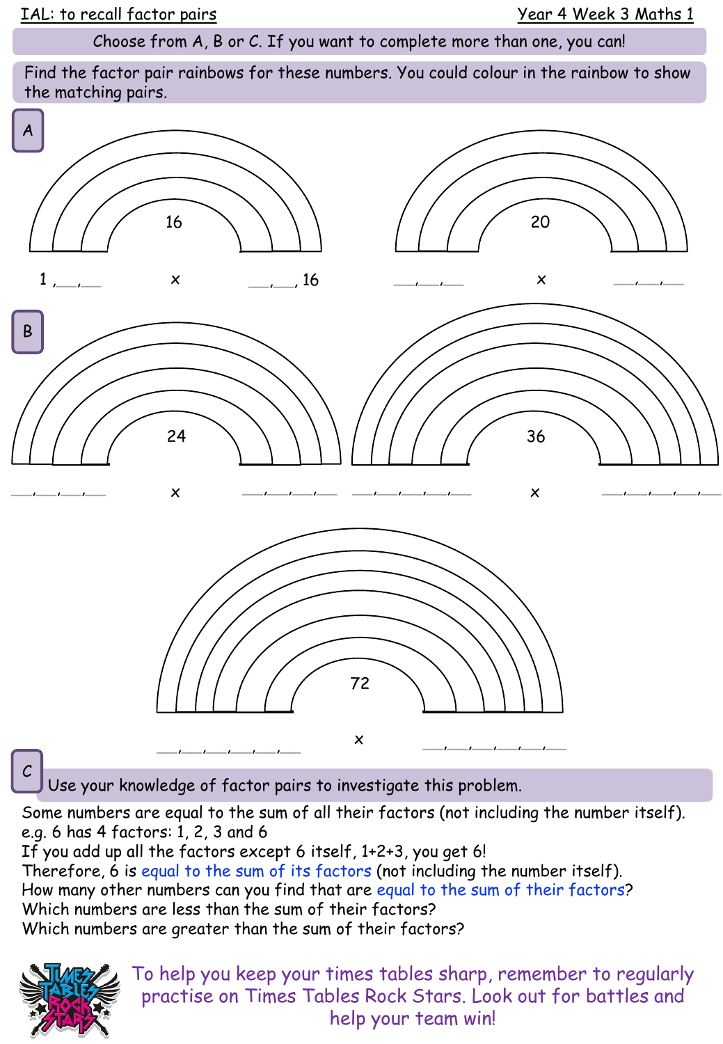IAL: to recall factor pairs

Year 4 Week 3 Maths 1

Choose from A, B or C. If you want to complete more than one, you can!

Find the factor pair rainbows for these numbers. You could colour in the rainbow to show the matching pairs.

**A**

16

1 ,\_\_,\_\_ × \_\_,\_\_, 16

20

\_\_,\_\_,\_\_ × \_\_,\_\_,\_\_

**B**

24

\_\_,\_\_,\_\_,\_\_ × \_\_,\_\_,\_\_,\_\_

36

\_\_,\_\_,\_\_,\_\_,\_\_ × \_\_,\_\_,\_\_,\_\_,\_\_

72

\_\_,\_\_,\_\_,\_\_,\_\_,\_\_ × \_\_,\_\_,\_\_,\_\_,\_\_,\_\_

**C**

Use your knowledge of factor pairs to investigate this problem.

Some numbers are equal to the sum of all their factors (not including the number itself).
e.g. 6 has 4 factors: 1, 2, 3 and 6
If you add up all the factors except 6 itself, 1+2+3, you get 6!
Therefore, 6 is equal to the sum of its factors (not including the number itself).
How many other numbers can you find that are equal to the sum of their factors?
Which numbers are less than the sum of their factors?
Which numbers are greater than the sum of their factors?

To help you keep your times tables sharp, remember to regularly practise on Times Tables Rock Stars. Look out for battles and help your team win!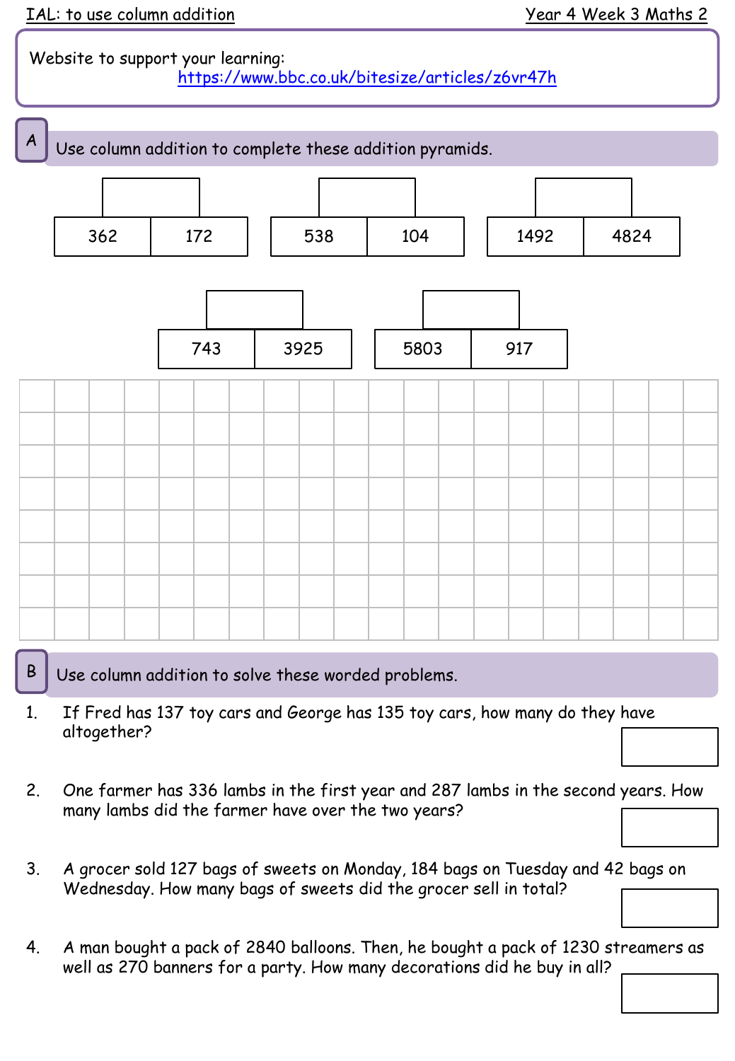IAL: to use column addition

Year 4 Week 3 Maths 2

Website to support your learning: https://www.bbc.co.uk/bitesize/articles/z6vr47h

## A

Use column addition to complete these addition pyramids.

| | |
|---|---|
| 362 | 172 |

| | |
|---|---|
| 538 | 104 |

| | |
|---|---|
| 1492 | 4824 |

| | |
|---|---|
| 743 | 3925 |

| | |
|---|---|
| 5803 | 917 |

## B

Use column addition to solve these worded problems.

1. If Fred has 137 toy cars and George has 135 toy cars, how many do they have altogether?
2. One farmer has 336 lambs in the first year and 287 lambs in the second years. How many lambs did the farmer have over the two years?
3. A grocer sold 127 bags of sweets on Monday, 184 bags on Tuesday and 42 bags on Wednesday. How many bags of sweets did the grocer sell in total?
4. A man bought a pack of 2840 balloons. Then, he bought a pack of 1230 streamers as well as 270 banners for a party. How many decorations did he buy in all?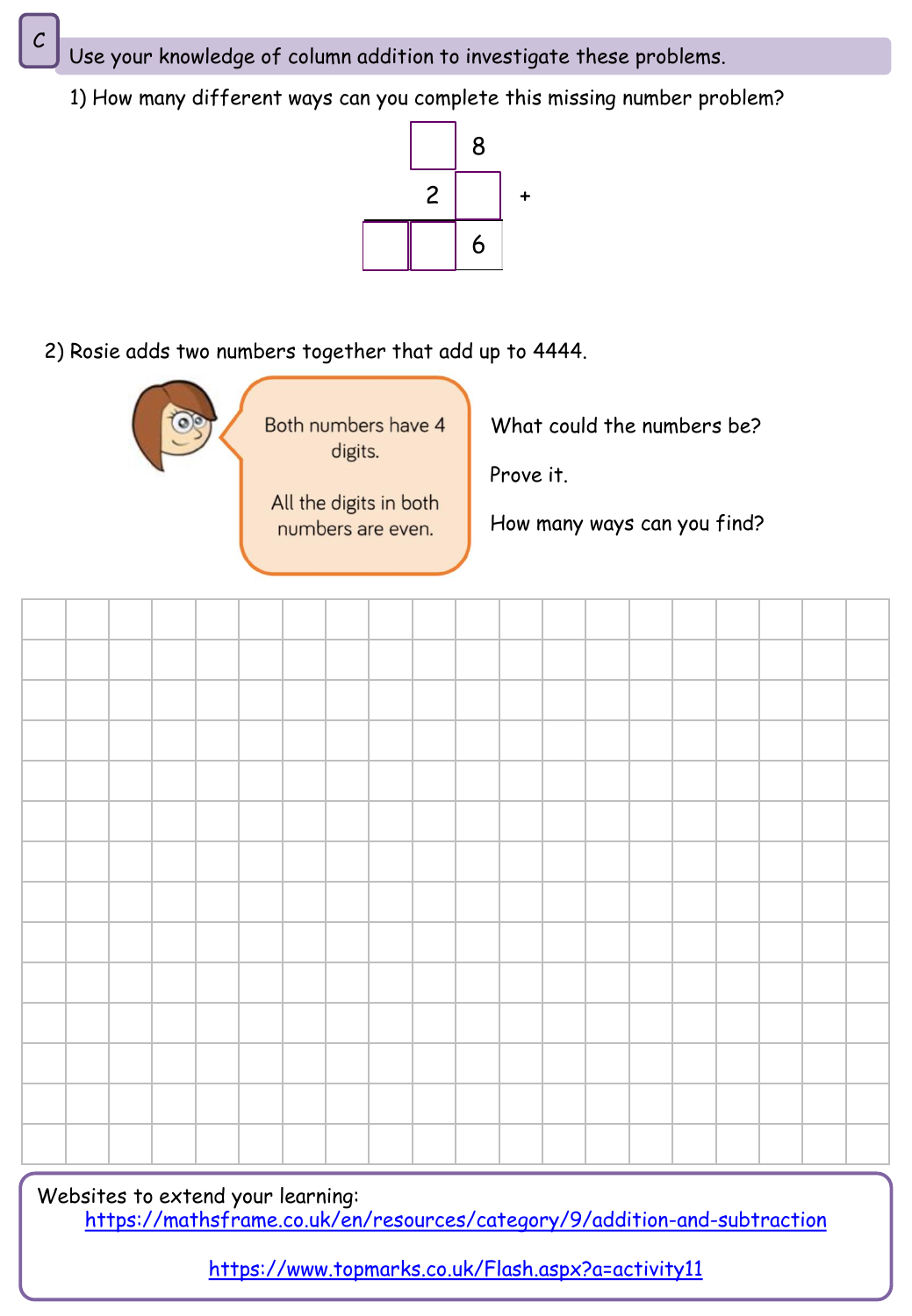C

Use your knowledge of column addition to investigate these problems.

1) How many different ways can you complete this missing number problem?

|   | ☐ | 8 |   |
|---|---|---|---|
|   | 2 | ☐ | + |
| ☐ | ☐ | 6 |   |

2) Rosie adds two numbers together that add up to 4444.

> Both numbers have 4 digits.
>
> All the digits in both numbers are even.

What could the numbers be?

Prove it.

How many ways can you find?

Websites to extend your learning:

https://mathsframe.co.uk/en/resources/category/9/addition-and-subtraction

https://www.topmarks.co.uk/Flash.aspx?a=activity11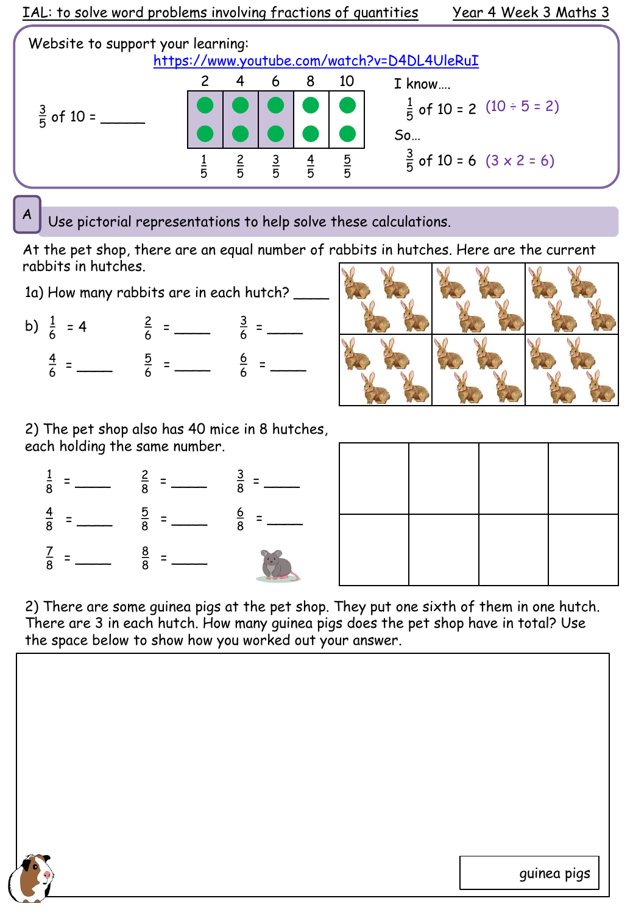IAL: to solve word problems involving fractions of quantities — Year 4 Week 3 Maths 3

Website to support your learning:
https://www.youtube.com/watch?v=D4DL4UleRuI

$\frac{3}{5}$ of 10 = ______

| 2 | 4 | 6 | 8 | 10 |
|---|---|---|---|---|
| ● ● | ● ● | ● ● | ● ● | ● ● |
| $\frac{1}{5}$ | $\frac{2}{5}$ | $\frac{3}{5}$ | $\frac{4}{5}$ | $\frac{5}{5}$ |

I know….

$\frac{1}{5}$ of 10 = 2 (10 ÷ 5 = 2)

So…

$\frac{3}{5}$ of 10 = 6 (3 x 2 = 6)

## A Use pictorial representations to help solve these calculations.

At the pet shop, there are an equal number of rabbits in hutches. Here are the current rabbits in hutches.

1a) How many rabbits are in each hutch? _____

b) $\frac{1}{6}$ = 4 $\frac{2}{6}$ = _____ $\frac{3}{6}$ = _____

$\frac{4}{6}$ = _____ $\frac{5}{6}$ = _____ $\frac{6}{6}$ = _____

2) The pet shop also has 40 mice in 8 hutches, each holding the same number.

$\frac{1}{8}$ = _____ $\frac{2}{8}$ = _____ $\frac{3}{8}$ = _____

$\frac{4}{8}$ = _____ $\frac{5}{8}$ = _____ $\frac{6}{8}$ = _____

$\frac{7}{8}$ = _____ $\frac{8}{8}$ = _____

2) There are some guinea pigs at the pet shop. They put one sixth of them in one hutch. There are 3 in each hutch. How many guinea pigs does the pet shop have in total? Use the space below to show how you worked out your answer.

_____ guinea pigs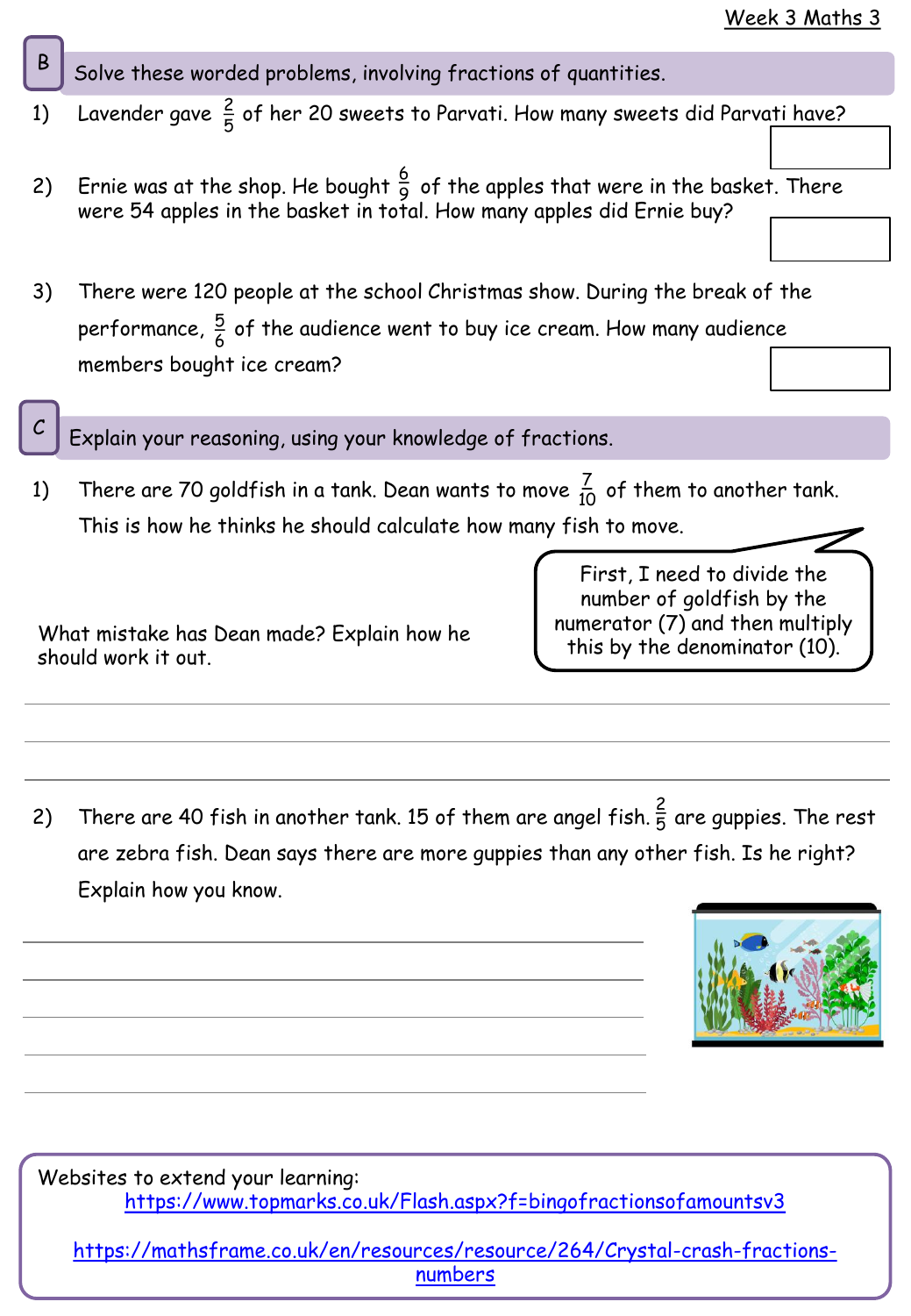Week 3 Maths 3

## B — Solve these worded problems, involving fractions of quantities.

1) Lavender gave $\frac{2}{5}$ of her 20 sweets to Parvati. How many sweets did Parvati have?

2) Ernie was at the shop. He bought $\frac{6}{9}$ of the apples that were in the basket. There were 54 apples in the basket in total. How many apples did Ernie buy?

3) There were 120 people at the school Christmas show. During the break of the performance, $\frac{5}{6}$ of the audience went to buy ice cream. How many audience members bought ice cream?

## C — Explain your reasoning, using your knowledge of fractions.

1) There are 70 goldfish in a tank. Dean wants to move $\frac{7}{10}$ of them to another tank. This is how he thinks he should calculate how many fish to move.

> First, I need to divide the number of goldfish by the numerator (7) and then multiply this by the denominator (10).

What mistake has Dean made? Explain how he should work it out.

2) There are 40 fish in another tank. 15 of them are angel fish. $\frac{2}{5}$ are guppies. The rest are zebra fish. Dean says there are more guppies than any other fish. Is he right? Explain how you know.

Websites to extend your learning:

https://www.topmarks.co.uk/Flash.aspx?f=bingofractionsofamountsv3

https://mathsframe.co.uk/en/resources/resource/264/Crystal-crash-fractions-numbers